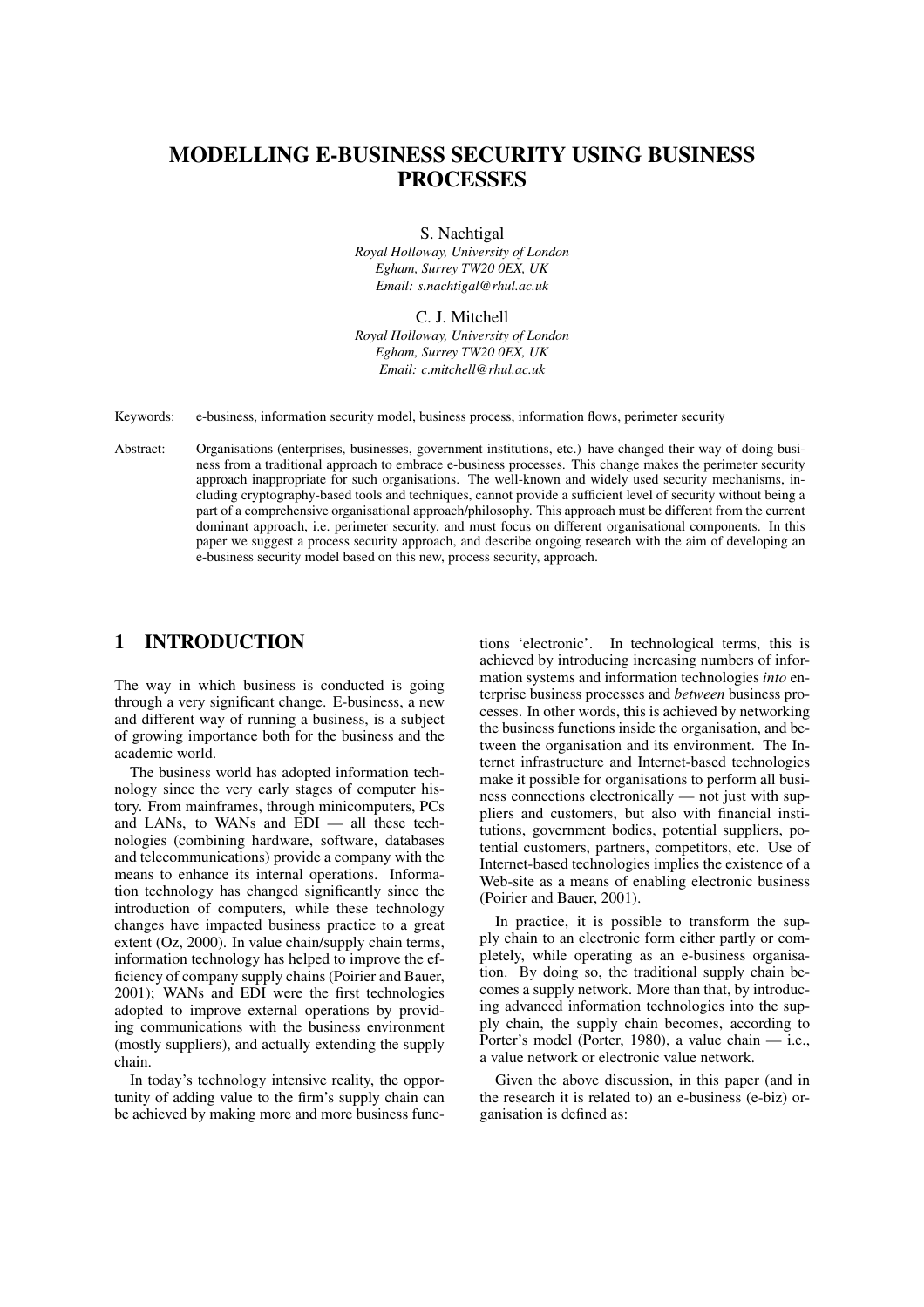# MODELLING E-BUSINESS SECURITY USING BUSINESS PROCESSES

S. Nachtigal
*Royal Holloway, University of London*
*Egham, Surrey TW20 0EX, UK*
*Email: s.nachtigal@rhul.ac.uk*

C. J. Mitchell
*Royal Holloway, University of London*
*Egham, Surrey TW20 0EX, UK*
*Email: c.mitchell@rhul.ac.uk*

Keywords: e-business, information security model, business process, information flows, perimeter security

Abstract: Organisations (enterprises, businesses, government institutions, etc.) have changed their way of doing business from a traditional approach to embrace e-business processes. This change makes the perimeter security approach inappropriate for such organisations. The well-known and widely used security mechanisms, including cryptography-based tools and techniques, cannot provide a sufficient level of security without being a part of a comprehensive organisational approach/philosophy. This approach must be different from the current dominant approach, i.e. perimeter security, and must focus on different organisational components. In this paper we suggest a process security approach, and describe ongoing research with the aim of developing an e-business security model based on this new, process security, approach.

## 1 INTRODUCTION

The way in which business is conducted is going through a very significant change. E-business, a new and different way of running a business, is a subject of growing importance both for the business and the academic world.

The business world has adopted information technology since the very early stages of computer history. From mainframes, through minicomputers, PCs and LANs, to WANs and EDI — all these technologies (combining hardware, software, databases and telecommunications) provide a company with the means to enhance its internal operations. Information technology has changed significantly since the introduction of computers, while these technology changes have impacted business practice to a great extent (Oz, 2000). In value chain/supply chain terms, information technology has helped to improve the efficiency of company supply chains (Poirier and Bauer, 2001); WANs and EDI were the first technologies adopted to improve external operations by providing communications with the business environment (mostly suppliers), and actually extending the supply chain.

In today's technology intensive reality, the opportunity of adding value to the firm's supply chain can be achieved by making more and more business functions 'electronic'. In technological terms, this is achieved by introducing increasing numbers of information systems and information technologies *into* enterprise business processes and *between* business processes. In other words, this is achieved by networking the business functions inside the organisation, and between the organisation and its environment. The Internet infrastructure and Internet-based technologies make it possible for organisations to perform all business connections electronically — not just with suppliers and customers, but also with financial institutions, government bodies, potential suppliers, potential customers, partners, competitors, etc. Use of Internet-based technologies implies the existence of a Web-site as a means of enabling electronic business (Poirier and Bauer, 2001).

In practice, it is possible to transform the supply chain to an electronic form either partly or completely, while operating as an e-business organisation. By doing so, the traditional supply chain becomes a supply network. More than that, by introducing advanced information technologies into the supply chain, the supply chain becomes, according to Porter's model (Porter, 1980), a value chain — i.e., a value network or electronic value network.

Given the above discussion, in this paper (and in the research it is related to) an e-business (e-biz) organisation is defined as: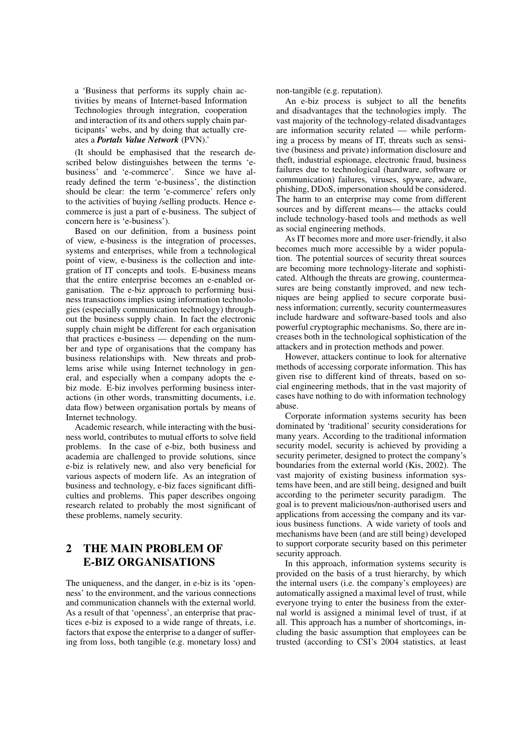a 'Business that performs its supply chain activities by means of Internet-based Information Technologies through integration, cooperation and interaction of its and others supply chain participants' webs, and by doing that actually creates a ***Portals Value Network*** (PVN).'

(It should be emphasised that the research described below distinguishes between the terms 'e-business' and 'e-commerce'. Since we have already defined the term 'e-business', the distinction should be clear: the term 'e-commerce' refers only to the activities of buying /selling products. Hence e-commerce is just a part of e-business. The subject of concern here is 'e-business').

Based on our definition, from a business point of view, e-business is the integration of processes, systems and enterprises, while from a technological point of view, e-business is the collection and integration of IT concepts and tools. E-business means that the entire enterprise becomes an e-enabled organisation. The e-biz approach to performing business transactions implies using information technologies (especially communication technology) throughout the business supply chain. In fact the electronic supply chain might be different for each organisation that practices e-business — depending on the number and type of organisations that the company has business relationships with. New threats and problems arise while using Internet technology in general, and especially when a company adopts the e-biz mode. E-biz involves performing business interactions (in other words, transmitting documents, i.e. data flow) between organisation portals by means of Internet technology.

Academic research, while interacting with the business world, contributes to mutual efforts to solve field problems. In the case of e-biz, both business and academia are challenged to provide solutions, since e-biz is relatively new, and also very beneficial for various aspects of modern life. As an integration of business and technology, e-biz faces significant difficulties and problems. This paper describes ongoing research related to probably the most significant of these problems, namely security.

## 2 THE MAIN PROBLEM OF E-BIZ ORGANISATIONS

The uniqueness, and the danger, in e-biz is its 'openness' to the environment, and the various connections and communication channels with the external world. As a result of that 'openness', an enterprise that practices e-biz is exposed to a wide range of threats, i.e. factors that expose the enterprise to a danger of suffering from loss, both tangible (e.g. monetary loss) and non-tangible (e.g. reputation).

An e-biz process is subject to all the benefits and disadvantages that the technologies imply. The vast majority of the technology-related disadvantages are information security related — while performing a process by means of IT, threats such as sensitive (business and private) information disclosure and theft, industrial espionage, electronic fraud, business failures due to technological (hardware, software or communication) failures, viruses, spyware, adware, phishing, DDoS, impersonation should be considered. The harm to an enterprise may come from different sources and by different means— the attacks could include technology-based tools and methods as well as social engineering methods.

As IT becomes more and more user-friendly, it also becomes much more accessible by a wider population. The potential sources of security threat sources are becoming more technology-literate and sophisticated. Although the threats are growing, countermeasures are being constantly improved, and new techniques are being applied to secure corporate business information; currently, security countermeasures include hardware and software-based tools and also powerful cryptographic mechanisms. So, there are increases both in the technological sophistication of the attackers and in protection methods and power.

However, attackers continue to look for alternative methods of accessing corporate information. This has given rise to different kind of threats, based on social engineering methods, that in the vast majority of cases have nothing to do with information technology abuse.

Corporate information systems security has been dominated by 'traditional' security considerations for many years. According to the traditional information security model, security is achieved by providing a security perimeter, designed to protect the company's boundaries from the external world (Kis, 2002). The vast majority of existing business information systems have been, and are still being, designed and built according to the perimeter security paradigm. The goal is to prevent malicious/non-authorised users and applications from accessing the company and its various business functions. A wide variety of tools and mechanisms have been (and are still being) developed to support corporate security based on this perimeter security approach.

In this approach, information systems security is provided on the basis of a trust hierarchy, by which the internal users (i.e. the company's employees) are automatically assigned a maximal level of trust, while everyone trying to enter the business from the external world is assigned a minimal level of trust, if at all. This approach has a number of shortcomings, including the basic assumption that employees can be trusted (according to CSI's 2004 statistics, at least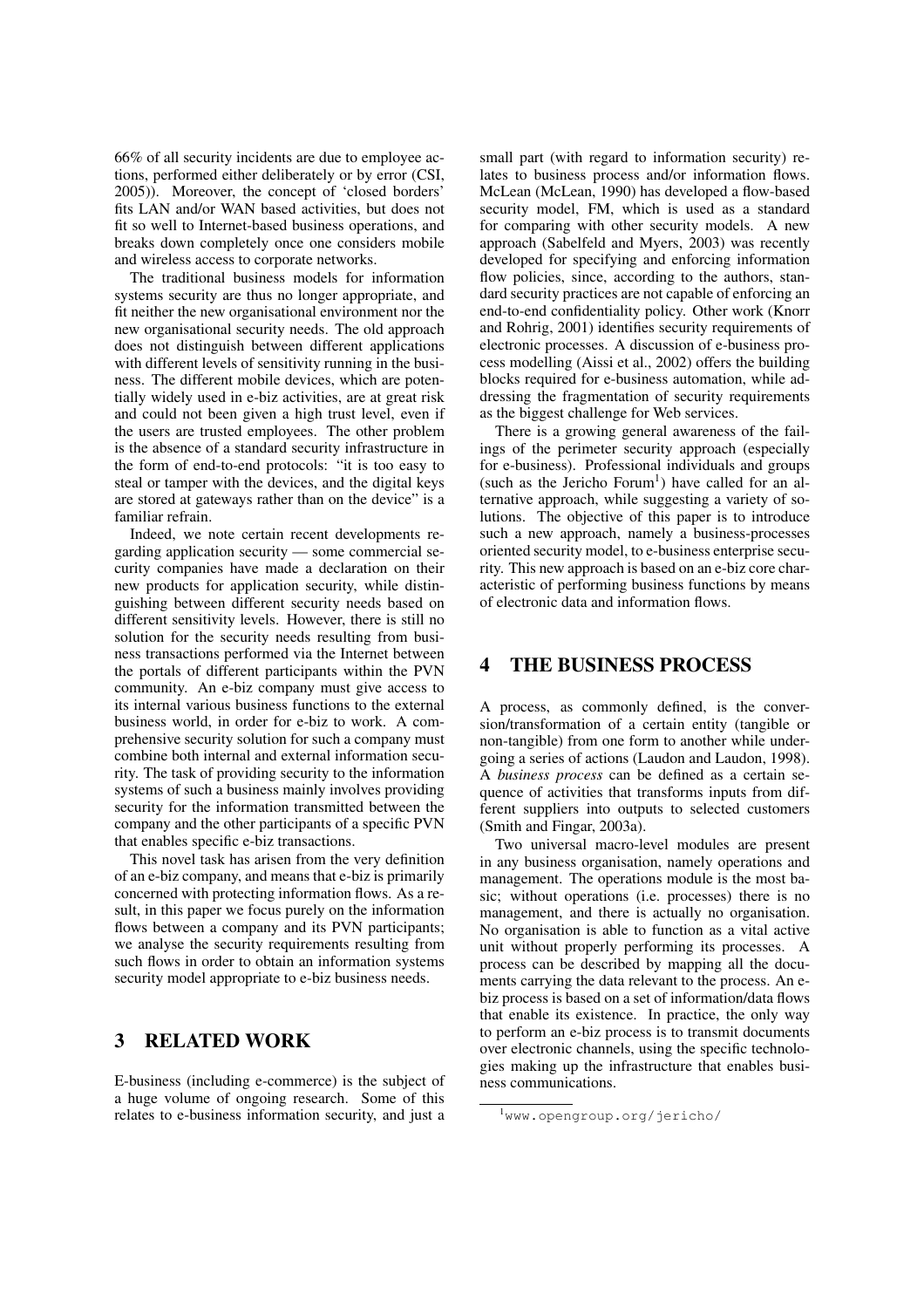66% of all security incidents are due to employee actions, performed either deliberately or by error (CSI, 2005)). Moreover, the concept of 'closed borders' fits LAN and/or WAN based activities, but does not fit so well to Internet-based business operations, and breaks down completely once one considers mobile and wireless access to corporate networks.

The traditional business models for information systems security are thus no longer appropriate, and fit neither the new organisational environment nor the new organisational security needs. The old approach does not distinguish between different applications with different levels of sensitivity running in the business. The different mobile devices, which are potentially widely used in e-biz activities, are at great risk and could not been given a high trust level, even if the users are trusted employees. The other problem is the absence of a standard security infrastructure in the form of end-to-end protocols: "it is too easy to steal or tamper with the devices, and the digital keys are stored at gateways rather than on the device" is a familiar refrain.

Indeed, we note certain recent developments regarding application security — some commercial security companies have made a declaration on their new products for application security, while distinguishing between different security needs based on different sensitivity levels. However, there is still no solution for the security needs resulting from business transactions performed via the Internet between the portals of different participants within the PVN community. An e-biz company must give access to its internal various business functions to the external business world, in order for e-biz to work. A comprehensive security solution for such a company must combine both internal and external information security. The task of providing security to the information systems of such a business mainly involves providing security for the information transmitted between the company and the other participants of a specific PVN that enables specific e-biz transactions.

This novel task has arisen from the very definition of an e-biz company, and means that e-biz is primarily concerned with protecting information flows. As a result, in this paper we focus purely on the information flows between a company and its PVN participants; we analyse the security requirements resulting from such flows in order to obtain an information systems security model appropriate to e-biz business needs.

## 3 RELATED WORK

E-business (including e-commerce) is the subject of a huge volume of ongoing research. Some of this relates to e-business information security, and just a small part (with regard to information security) relates to business process and/or information flows. McLean (McLean, 1990) has developed a flow-based security model, FM, which is used as a standard for comparing with other security models. A new approach (Sabelfeld and Myers, 2003) was recently developed for specifying and enforcing information flow policies, since, according to the authors, standard security practices are not capable of enforcing an end-to-end confidentiality policy. Other work (Knorr and Rohrig, 2001) identifies security requirements of electronic processes. A discussion of e-business process modelling (Aissi et al., 2002) offers the building blocks required for e-business automation, while addressing the fragmentation of security requirements as the biggest challenge for Web services.

There is a growing general awareness of the failings of the perimeter security approach (especially for e-business). Professional individuals and groups (such as the Jericho Forum[1]) have called for an alternative approach, while suggesting a variety of solutions. The objective of this paper is to introduce such a new approach, namely a business-processes oriented security model, to e-business enterprise security. This new approach is based on an e-biz core characteristic of performing business functions by means of electronic data and information flows.

## 4 THE BUSINESS PROCESS

A process, as commonly defined, is the conversion/transformation of a certain entity (tangible or non-tangible) from one form to another while undergoing a series of actions (Laudon and Laudon, 1998). A *business process* can be defined as a certain sequence of activities that transforms inputs from different suppliers into outputs to selected customers (Smith and Fingar, 2003a).

Two universal macro-level modules are present in any business organisation, namely operations and management. The operations module is the most basic; without operations (i.e. processes) there is no management, and there is actually no organisation. No organisation is able to function as a vital active unit without properly performing its processes. A process can be described by mapping all the documents carrying the data relevant to the process. An e-biz process is based on a set of information/data flows that enable its existence. In practice, the only way to perform an e-biz process is to transmit documents over electronic channels, using the specific technologies making up the infrastructure that enables business communications.

[1] www.opengroup.org/jericho/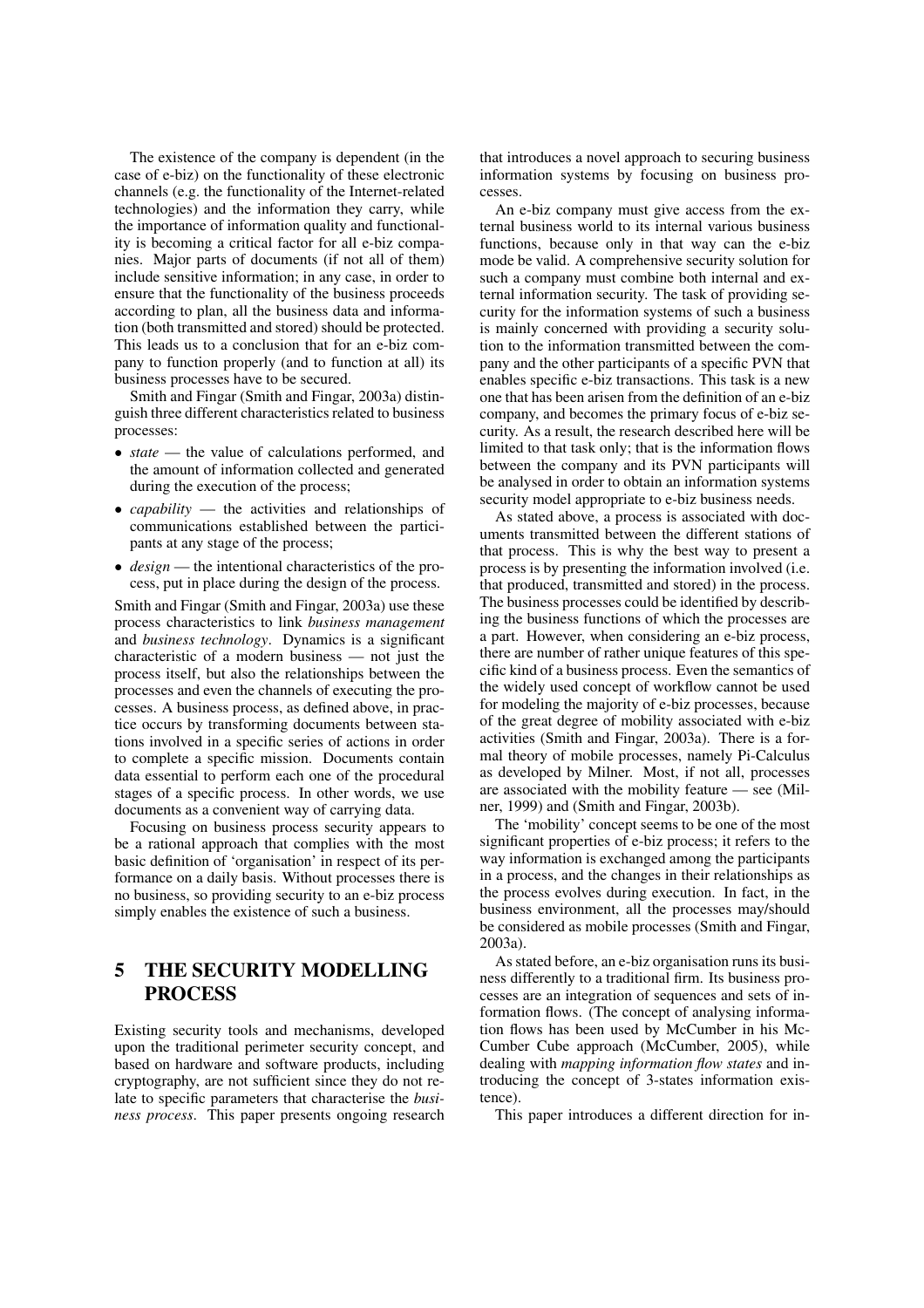The existence of the company is dependent (in the case of e-biz) on the functionality of these electronic channels (e.g. the functionality of the Internet-related technologies) and the information they carry, while the importance of information quality and functionality is becoming a critical factor for all e-biz companies. Major parts of documents (if not all of them) include sensitive information; in any case, in order to ensure that the functionality of the business proceeds according to plan, all the business data and information (both transmitted and stored) should be protected. This leads us to a conclusion that for an e-biz company to function properly (and to function at all) its business processes have to be secured.

Smith and Fingar (Smith and Fingar, 2003a) distinguish three different characteristics related to business processes:

- *state* — the value of calculations performed, and the amount of information collected and generated during the execution of the process;
- *capability* — the activities and relationships of communications established between the participants at any stage of the process;
- *design* — the intentional characteristics of the process, put in place during the design of the process.

Smith and Fingar (Smith and Fingar, 2003a) use these process characteristics to link *business management* and *business technology*. Dynamics is a significant characteristic of a modern business — not just the process itself, but also the relationships between the processes and even the channels of executing the processes. A business process, as defined above, in practice occurs by transforming documents between stations involved in a specific series of actions in order to complete a specific mission. Documents contain data essential to perform each one of the procedural stages of a specific process. In other words, we use documents as a convenient way of carrying data.

Focusing on business process security appears to be a rational approach that complies with the most basic definition of 'organisation' in respect of its performance on a daily basis. Without processes there is no business, so providing security to an e-biz process simply enables the existence of such a business.

## 5 THE SECURITY MODELLING PROCESS

Existing security tools and mechanisms, developed upon the traditional perimeter security concept, and based on hardware and software products, including cryptography, are not sufficient since they do not relate to specific parameters that characterise the *business process*. This paper presents ongoing research that introduces a novel approach to securing business information systems by focusing on business processes.

An e-biz company must give access from the external business world to its internal various business functions, because only in that way can the e-biz mode be valid. A comprehensive security solution for such a company must combine both internal and external information security. The task of providing security for the information systems of such a business is mainly concerned with providing a security solution to the information transmitted between the company and the other participants of a specific PVN that enables specific e-biz transactions. This task is a new one that has been arisen from the definition of an e-biz company, and becomes the primary focus of e-biz security. As a result, the research described here will be limited to that task only; that is the information flows between the company and its PVN participants will be analysed in order to obtain an information systems security model appropriate to e-biz business needs.

As stated above, a process is associated with documents transmitted between the different stations of that process. This is why the best way to present a process is by presenting the information involved (i.e. that produced, transmitted and stored) in the process. The business processes could be identified by describing the business functions of which the processes are a part. However, when considering an e-biz process, there are number of rather unique features of this specific kind of a business process. Even the semantics of the widely used concept of workflow cannot be used for modeling the majority of e-biz processes, because of the great degree of mobility associated with e-biz activities (Smith and Fingar, 2003a). There is a formal theory of mobile processes, namely Pi-Calculus as developed by Milner. Most, if not all, processes are associated with the mobility feature — see (Milner, 1999) and (Smith and Fingar, 2003b).

The 'mobility' concept seems to be one of the most significant properties of e-biz process; it refers to the way information is exchanged among the participants in a process, and the changes in their relationships as the process evolves during execution. In fact, in the business environment, all the processes may/should be considered as mobile processes (Smith and Fingar, 2003a).

As stated before, an e-biz organisation runs its business differently to a traditional firm. Its business processes are an integration of sequences and sets of information flows. (The concept of analysing information flows has been used by McCumber in his McCumber Cube approach (McCumber, 2005), while dealing with *mapping information flow states* and introducing the concept of 3-states information existence).

This paper introduces a different direction for in-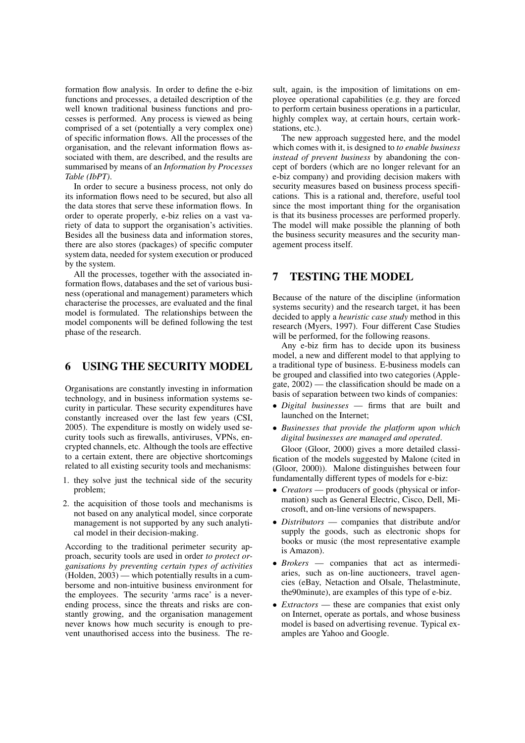formation flow analysis. In order to define the e-biz functions and processes, a detailed description of the well known traditional business functions and processes is performed. Any process is viewed as being comprised of a set (potentially a very complex one) of specific information flows. All the processes of the organisation, and the relevant information flows associated with them, are described, and the results are summarised by means of an *Information by Processes Table (IbPT)*.

In order to secure a business process, not only do its information flows need to be secured, but also all the data stores that serve these information flows. In order to operate properly, e-biz relies on a vast variety of data to support the organisation's activities. Besides all the business data and information stores, there are also stores (packages) of specific computer system data, needed for system execution or produced by the system.

All the processes, together with the associated information flows, databases and the set of various business (operational and management) parameters which characterise the processes, are evaluated and the final model is formulated. The relationships between the model components will be defined following the test phase of the research.

## 6 USING THE SECURITY MODEL

Organisations are constantly investing in information technology, and in business information systems security in particular. These security expenditures have constantly increased over the last few years (CSI, 2005). The expenditure is mostly on widely used security tools such as firewalls, antiviruses, VPNs, encrypted channels, etc. Although the tools are effective to a certain extent, there are objective shortcomings related to all existing security tools and mechanisms:

1. they solve just the technical side of the security problem;
2. the acquisition of those tools and mechanisms is not based on any analytical model, since corporate management is not supported by any such analytical model in their decision-making.

According to the traditional perimeter security approach, security tools are used in order *to protect organisations by preventing certain types of activities* (Holden, 2003) — which potentially results in a cumbersome and non-intuitive business environment for the employees. The security 'arms race' is a never-ending process, since the threats and risks are constantly growing, and the organisation management never knows how much security is enough to prevent unauthorised access into the business. The result, again, is the imposition of limitations on employee operational capabilities (e.g. they are forced to perform certain business operations in a particular, highly complex way, at certain hours, certain workstations, etc.).

The new approach suggested here, and the model which comes with it, is designed to *to enable business instead of prevent business* by abandoning the concept of borders (which are no longer relevant for an e-biz company) and providing decision makers with security measures based on business process specifications. This is a rational and, therefore, useful tool since the most important thing for the organisation is that its business processes are performed properly. The model will make possible the planning of both the business security measures and the security management process itself.

## 7 TESTING THE MODEL

Because of the nature of the discipline (information systems security) and the research target, it has been decided to apply a *heuristic case study* method in this research (Myers, 1997). Four different Case Studies will be performed, for the following reasons.

Any e-biz firm has to decide upon its business model, a new and different model to that applying to a traditional type of business. E-business models can be grouped and classified into two categories (Applegate, 2002) — the classification should be made on a basis of separation between two kinds of companies:

- *Digital businesses* — firms that are built and launched on the Internet;
- *Businesses that provide the platform upon which digital businesses are managed and operated*.

Gloor (Gloor, 2000) gives a more detailed classification of the models suggested by Malone (cited in (Gloor, 2000)). Malone distinguishes between four fundamentally different types of models for e-biz:

- *Creators* — producers of goods (physical or information) such as General Electric, Cisco, Dell, Microsoft, and on-line versions of newspapers.
- *Distributors* — companies that distribute and/or supply the goods, such as electronic shops for books or music (the most representative example is Amazon).
- *Brokers* — companies that act as intermediaries, such as on-line auctioneers, travel agencies (eBay, Netaction and Olsale, Thelastminute, the90minute), are examples of this type of e-biz.
- *Extractors* — these are companies that exist only on Internet, operate as portals, and whose business model is based on advertising revenue. Typical examples are Yahoo and Google.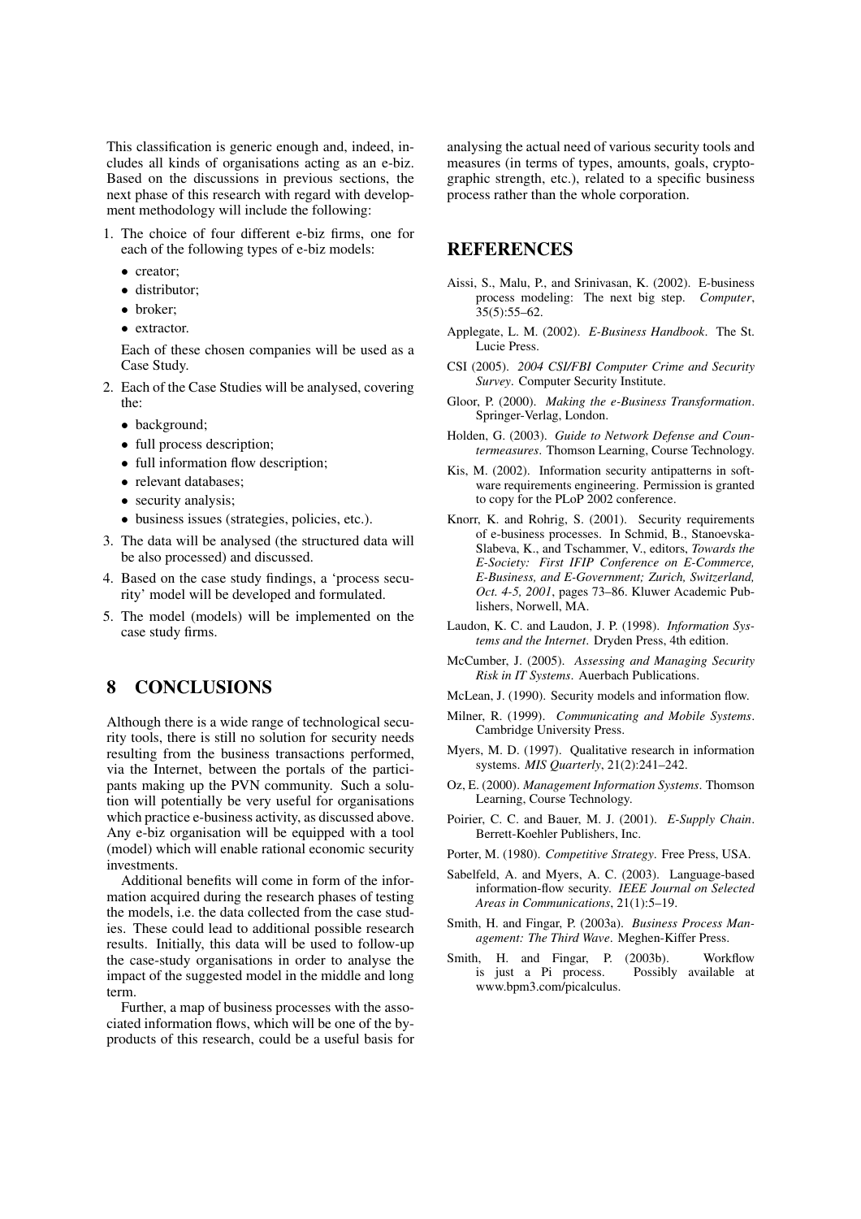This classification is generic enough and, indeed, includes all kinds of organisations acting as an e-biz. Based on the discussions in previous sections, the next phase of this research with regard with development methodology will include the following:

1. The choice of four different e-biz firms, one for each of the following types of e-biz models:
   - creator;
   - distributor;
   - broker;
   - extractor.

   Each of these chosen companies will be used as a Case Study.
2. Each of the Case Studies will be analysed, covering the:
   - background;
   - full process description;
   - full information flow description;
   - relevant databases;
   - security analysis;
   - business issues (strategies, policies, etc.).
3. The data will be analysed (the structured data will be also processed) and discussed.
4. Based on the case study findings, a 'process security' model will be developed and formulated.
5. The model (models) will be implemented on the case study firms.

## 8 CONCLUSIONS

Although there is a wide range of technological security tools, there is still no solution for security needs resulting from the business transactions performed, via the Internet, between the portals of the participants making up the PVN community. Such a solution will potentially be very useful for organisations which practice e-business activity, as discussed above. Any e-biz organisation will be equipped with a tool (model) which will enable rational economic security investments.

Additional benefits will come in form of the information acquired during the research phases of testing the models, i.e. the data collected from the case studies. These could lead to additional possible research results. Initially, this data will be used to follow-up the case-study organisations in order to analyse the impact of the suggested model in the middle and long term.

Further, a map of business processes with the associated information flows, which will be one of the by-products of this research, could be a useful basis for analysing the actual need of various security tools and measures (in terms of types, amounts, goals, cryptographic strength, etc.), related to a specific business process rather than the whole corporation.

## REFERENCES

Aissi, S., Malu, P., and Srinivasan, K. (2002). E-business process modeling: The next big step. *Computer*, 35(5):55–62.

Applegate, L. M. (2002). *E-Business Handbook*. The St. Lucie Press.

CSI (2005). *2004 CSI/FBI Computer Crime and Security Survey*. Computer Security Institute.

Gloor, P. (2000). *Making the e-Business Transformation*. Springer-Verlag, London.

Holden, G. (2003). *Guide to Network Defense and Countermeasures*. Thomson Learning, Course Technology.

Kis, M. (2002). Information security antipatterns in software requirements engineering. Permission is granted to copy for the PLoP 2002 conference.

Knorr, K. and Rohrig, S. (2001). Security requirements of e-business processes. In Schmid, B., Stanoevska-Slabeva, K., and Tschammer, V., editors, *Towards the E-Society: First IFIP Conference on E-Commerce, E-Business, and E-Government; Zurich, Switzerland, Oct. 4-5, 2001*, pages 73–86. Kluwer Academic Publishers, Norwell, MA.

Laudon, K. C. and Laudon, J. P. (1998). *Information Systems and the Internet*. Dryden Press, 4th edition.

McCumber, J. (2005). *Assessing and Managing Security Risk in IT Systems*. Auerbach Publications.

McLean, J. (1990). Security models and information flow.

Milner, R. (1999). *Communicating and Mobile Systems*. Cambridge University Press.

Myers, M. D. (1997). Qualitative research in information systems. *MIS Quarterly*, 21(2):241–242.

Oz, E. (2000). *Management Information Systems*. Thomson Learning, Course Technology.

Poirier, C. C. and Bauer, M. J. (2001). *E-Supply Chain*. Berrett-Koehler Publishers, Inc.

Porter, M. (1980). *Competitive Strategy*. Free Press, USA.

Sabelfeld, A. and Myers, A. C. (2003). Language-based information-flow security. *IEEE Journal on Selected Areas in Communications*, 21(1):5–19.

Smith, H. and Fingar, P. (2003a). *Business Process Management: The Third Wave*. Meghen-Kiffer Press.

Smith, H. and Fingar, P. (2003b). Workflow is just a Pi process. Possibly available at www.bpm3.com/picalculus.